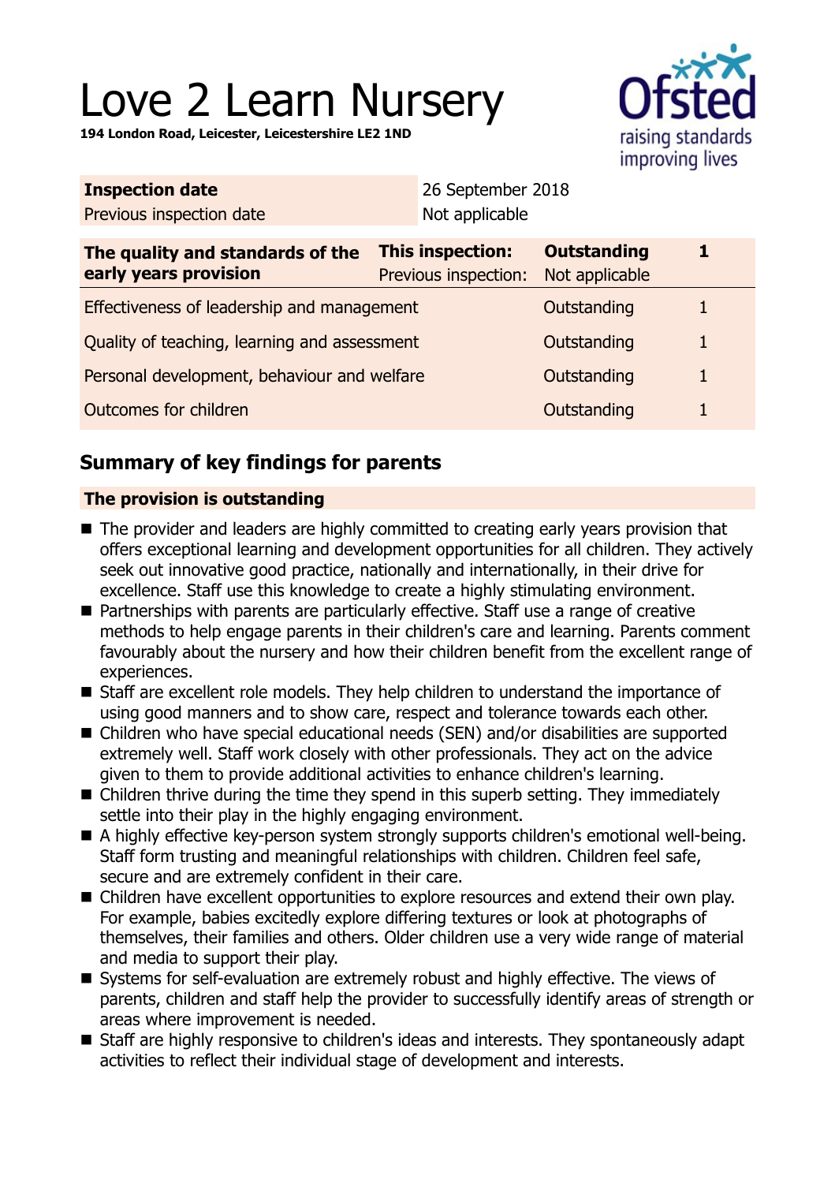# Love 2 Learn Nursery

**194 London Road, Leicester, Leicestershire LE2 1ND**

| **Inspection date** | 26 September 2018 |
|---|---|
| Previous inspection date | Not applicable |

| **The quality and standards of the early years provision** | **This inspection:** | **Outstanding** | **1** |
|---|---|---|---|
| | Previous inspection: | Not applicable | |
| Effectiveness of leadership and management | | Outstanding | 1 |
| Quality of teaching, learning and assessment | | Outstanding | 1 |
| Personal development, behaviour and welfare | | Outstanding | 1 |
| Outcomes for children | | Outstanding | 1 |

## Summary of key findings for parents

### The provision is outstanding

- The provider and leaders are highly committed to creating early years provision that offers exceptional learning and development opportunities for all children. They actively seek out innovative good practice, nationally and internationally, in their drive for excellence. Staff use this knowledge to create a highly stimulating environment.
- Partnerships with parents are particularly effective. Staff use a range of creative methods to help engage parents in their children's care and learning. Parents comment favourably about the nursery and how their children benefit from the excellent range of experiences.
- Staff are excellent role models. They help children to understand the importance of using good manners and to show care, respect and tolerance towards each other.
- Children who have special educational needs (SEN) and/or disabilities are supported extremely well. Staff work closely with other professionals. They act on the advice given to them to provide additional activities to enhance children's learning.
- Children thrive during the time they spend in this superb setting. They immediately settle into their play in the highly engaging environment.
- A highly effective key-person system strongly supports children's emotional well-being. Staff form trusting and meaningful relationships with children. Children feel safe, secure and are extremely confident in their care.
- Children have excellent opportunities to explore resources and extend their own play. For example, babies excitedly explore differing textures or look at photographs of themselves, their families and others. Older children use a very wide range of material and media to support their play.
- Systems for self-evaluation are extremely robust and highly effective. The views of parents, children and staff help the provider to successfully identify areas of strength or areas where improvement is needed.
- Staff are highly responsive to children's ideas and interests. They spontaneously adapt activities to reflect their individual stage of development and interests.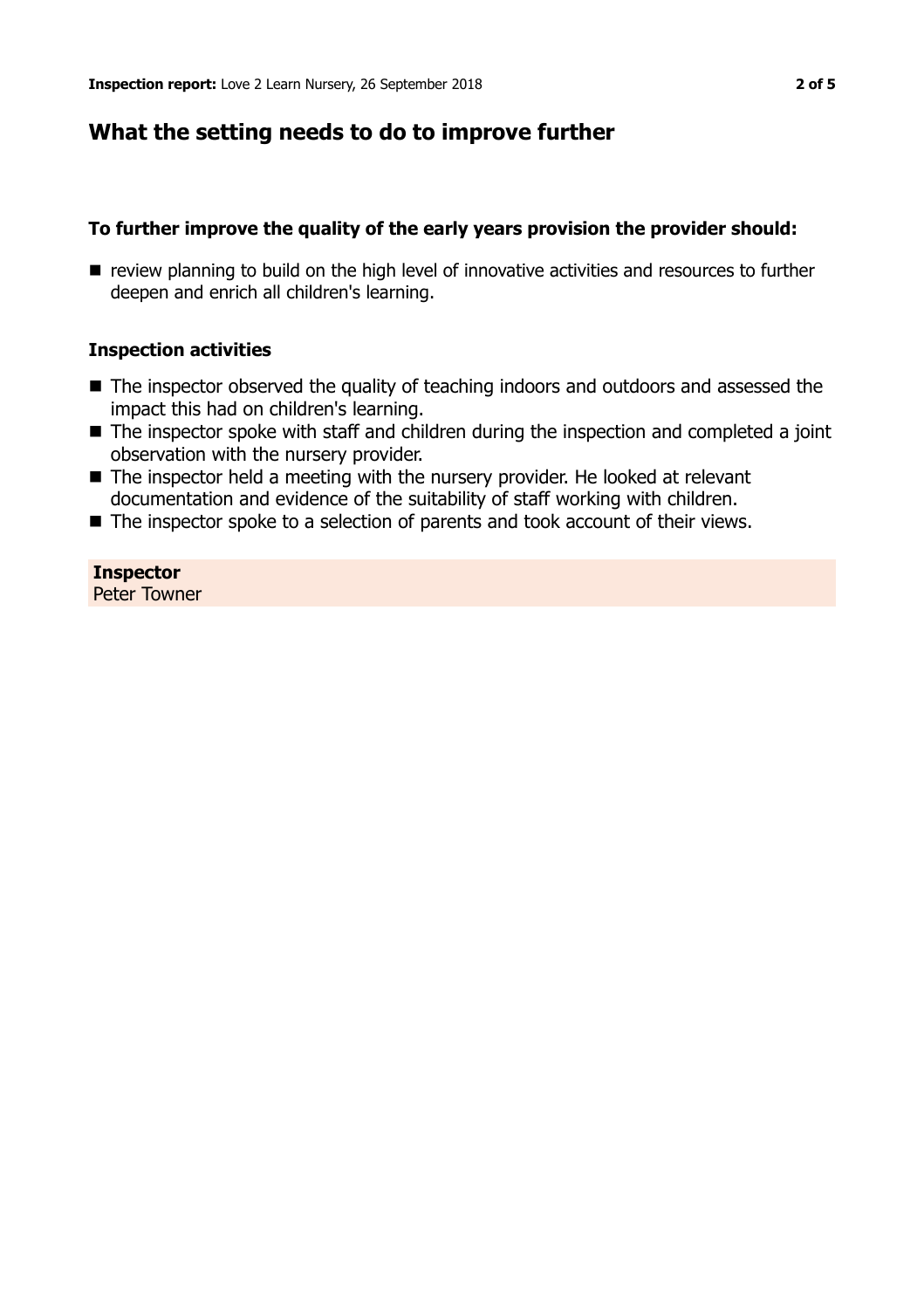## What the setting needs to do to improve further

### To further improve the quality of the early years provision the provider should:

- review planning to build on the high level of innovative activities and resources to further deepen and enrich all children's learning.

### Inspection activities

- The inspector observed the quality of teaching indoors and outdoors and assessed the impact this had on children's learning.
- The inspector spoke with staff and children during the inspection and completed a joint observation with the nursery provider.
- The inspector held a meeting with the nursery provider. He looked at relevant documentation and evidence of the suitability of staff working with children.
- The inspector spoke to a selection of parents and took account of their views.

**Inspector**
Peter Towner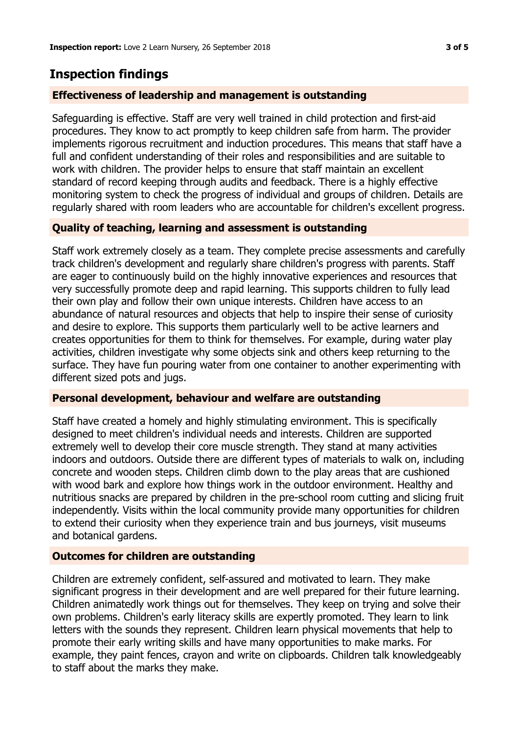# Inspection findings

## Effectiveness of leadership and management is outstanding

Safeguarding is effective. Staff are very well trained in child protection and first-aid procedures. They know to act promptly to keep children safe from harm. The provider implements rigorous recruitment and induction procedures. This means that staff have a full and confident understanding of their roles and responsibilities and are suitable to work with children. The provider helps to ensure that staff maintain an excellent standard of record keeping through audits and feedback. There is a highly effective monitoring system to check the progress of individual and groups of children. Details are regularly shared with room leaders who are accountable for children's excellent progress.

## Quality of teaching, learning and assessment is outstanding

Staff work extremely closely as a team. They complete precise assessments and carefully track children's development and regularly share children's progress with parents. Staff are eager to continuously build on the highly innovative experiences and resources that very successfully promote deep and rapid learning. This supports children to fully lead their own play and follow their own unique interests. Children have access to an abundance of natural resources and objects that help to inspire their sense of curiosity and desire to explore. This supports them particularly well to be active learners and creates opportunities for them to think for themselves. For example, during water play activities, children investigate why some objects sink and others keep returning to the surface. They have fun pouring water from one container to another experimenting with different sized pots and jugs.

## Personal development, behaviour and welfare are outstanding

Staff have created a homely and highly stimulating environment. This is specifically designed to meet children's individual needs and interests. Children are supported extremely well to develop their core muscle strength. They stand at many activities indoors and outdoors. Outside there are different types of materials to walk on, including concrete and wooden steps. Children climb down to the play areas that are cushioned with wood bark and explore how things work in the outdoor environment. Healthy and nutritious snacks are prepared by children in the pre-school room cutting and slicing fruit independently. Visits within the local community provide many opportunities for children to extend their curiosity when they experience train and bus journeys, visit museums and botanical gardens.

## Outcomes for children are outstanding

Children are extremely confident, self-assured and motivated to learn. They make significant progress in their development and are well prepared for their future learning. Children animatedly work things out for themselves. They keep on trying and solve their own problems. Children's early literacy skills are expertly promoted. They learn to link letters with the sounds they represent. Children learn physical movements that help to promote their early writing skills and have many opportunities to make marks. For example, they paint fences, crayon and write on clipboards. Children talk knowledgeably to staff about the marks they make.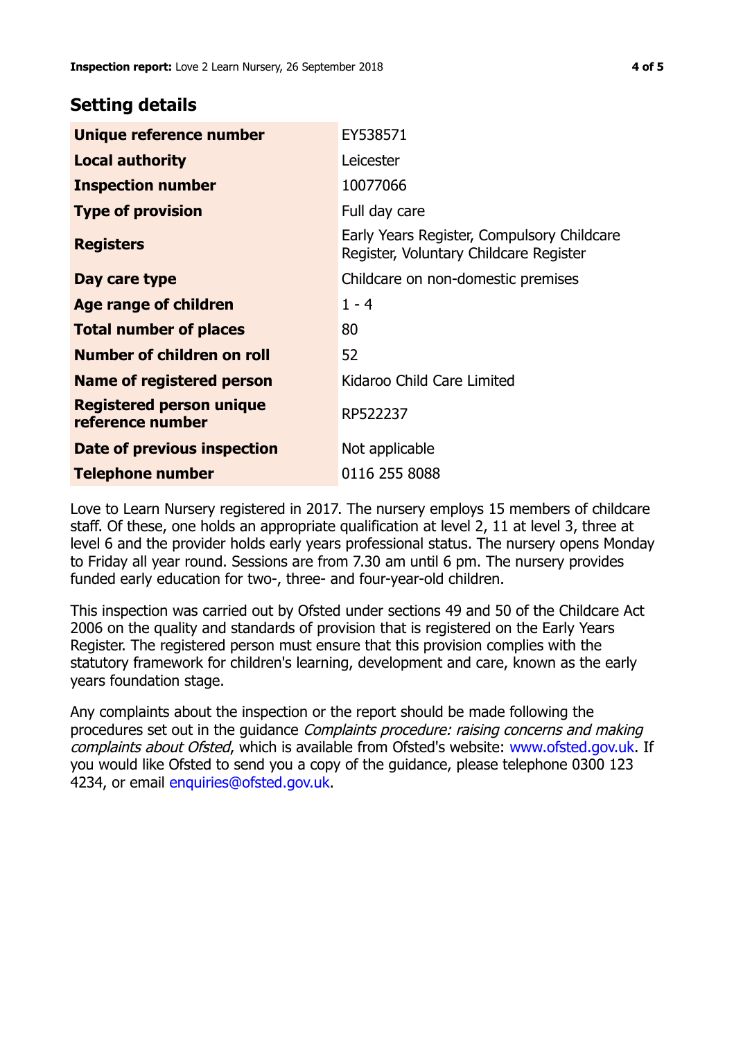## Setting details

| | |
|---|---|
| **Unique reference number** | EY538571 |
| **Local authority** | Leicester |
| **Inspection number** | 10077066 |
| **Type of provision** | Full day care |
| **Registers** | Early Years Register, Compulsory Childcare Register, Voluntary Childcare Register |
| **Day care type** | Childcare on non-domestic premises |
| **Age range of children** | 1 - 4 |
| **Total number of places** | 80 |
| **Number of children on roll** | 52 |
| **Name of registered person** | Kidaroo Child Care Limited |
| **Registered person unique reference number** | RP522237 |
| **Date of previous inspection** | Not applicable |
| **Telephone number** | 0116 255 8088 |

Love to Learn Nursery registered in 2017. The nursery employs 15 members of childcare staff. Of these, one holds an appropriate qualification at level 2, 11 at level 3, three at level 6 and the provider holds early years professional status. The nursery opens Monday to Friday all year round. Sessions are from 7.30 am until 6 pm. The nursery provides funded early education for two-, three- and four-year-old children.

This inspection was carried out by Ofsted under sections 49 and 50 of the Childcare Act 2006 on the quality and standards of provision that is registered on the Early Years Register. The registered person must ensure that this provision complies with the statutory framework for children's learning, development and care, known as the early years foundation stage.

Any complaints about the inspection or the report should be made following the procedures set out in the guidance *Complaints procedure: raising concerns and making complaints about Ofsted*, which is available from Ofsted's website: www.ofsted.gov.uk. If you would like Ofsted to send you a copy of the guidance, please telephone 0300 123 4234, or email enquiries@ofsted.gov.uk.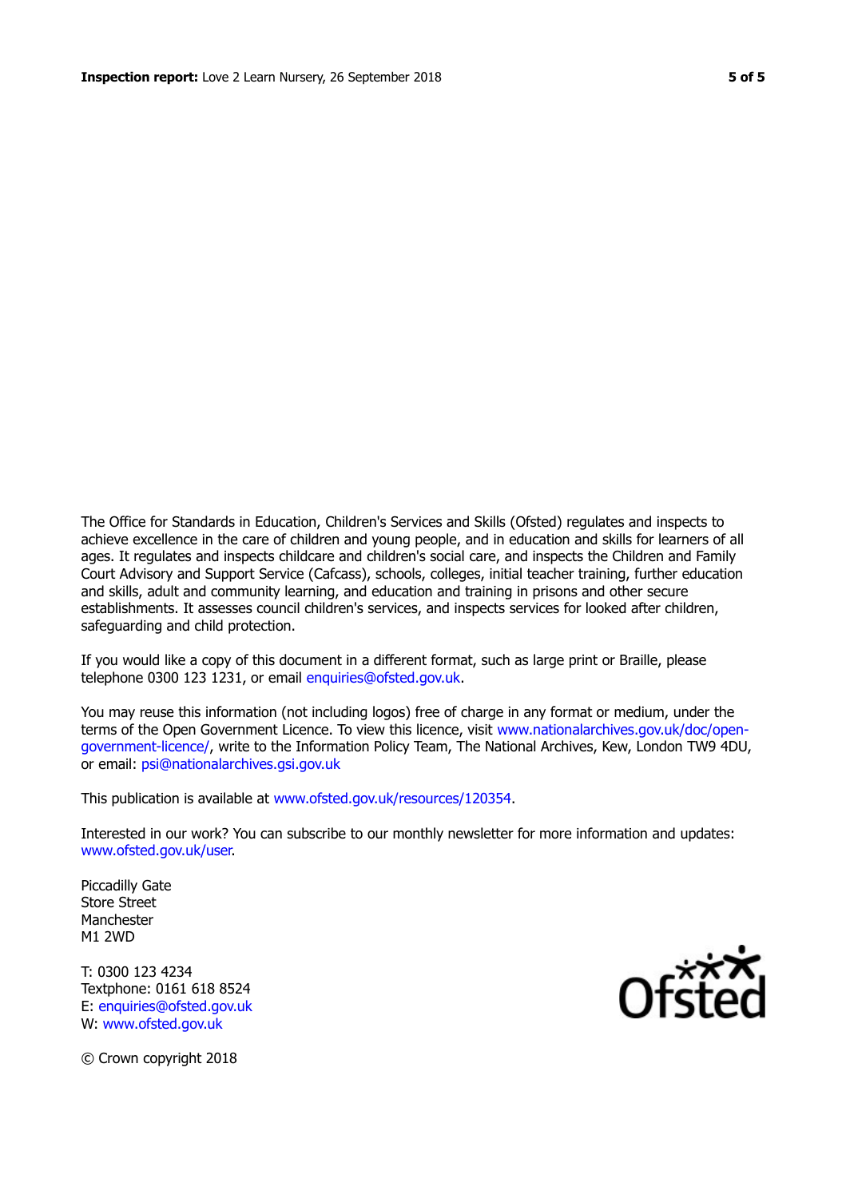The Office for Standards in Education, Children's Services and Skills (Ofsted) regulates and inspects to achieve excellence in the care of children and young people, and in education and skills for learners of all ages. It regulates and inspects childcare and children's social care, and inspects the Children and Family Court Advisory and Support Service (Cafcass), schools, colleges, initial teacher training, further education and skills, adult and community learning, and education and training in prisons and other secure establishments. It assesses council children's services, and inspects services for looked after children, safeguarding and child protection.

If you would like a copy of this document in a different format, such as large print or Braille, please telephone 0300 123 1231, or email enquiries@ofsted.gov.uk.

You may reuse this information (not including logos) free of charge in any format or medium, under the terms of the Open Government Licence. To view this licence, visit www.nationalarchives.gov.uk/doc/open-government-licence/, write to the Information Policy Team, The National Archives, Kew, London TW9 4DU, or email: psi@nationalarchives.gsi.gov.uk

This publication is available at www.ofsted.gov.uk/resources/120354.

Interested in our work? You can subscribe to our monthly newsletter for more information and updates: www.ofsted.gov.uk/user.

Piccadilly Gate
Store Street
Manchester
M1 2WD

T: 0300 123 4234
Textphone: 0161 618 8524
E: enquiries@ofsted.gov.uk
W: www.ofsted.gov.uk

© Crown copyright 2018